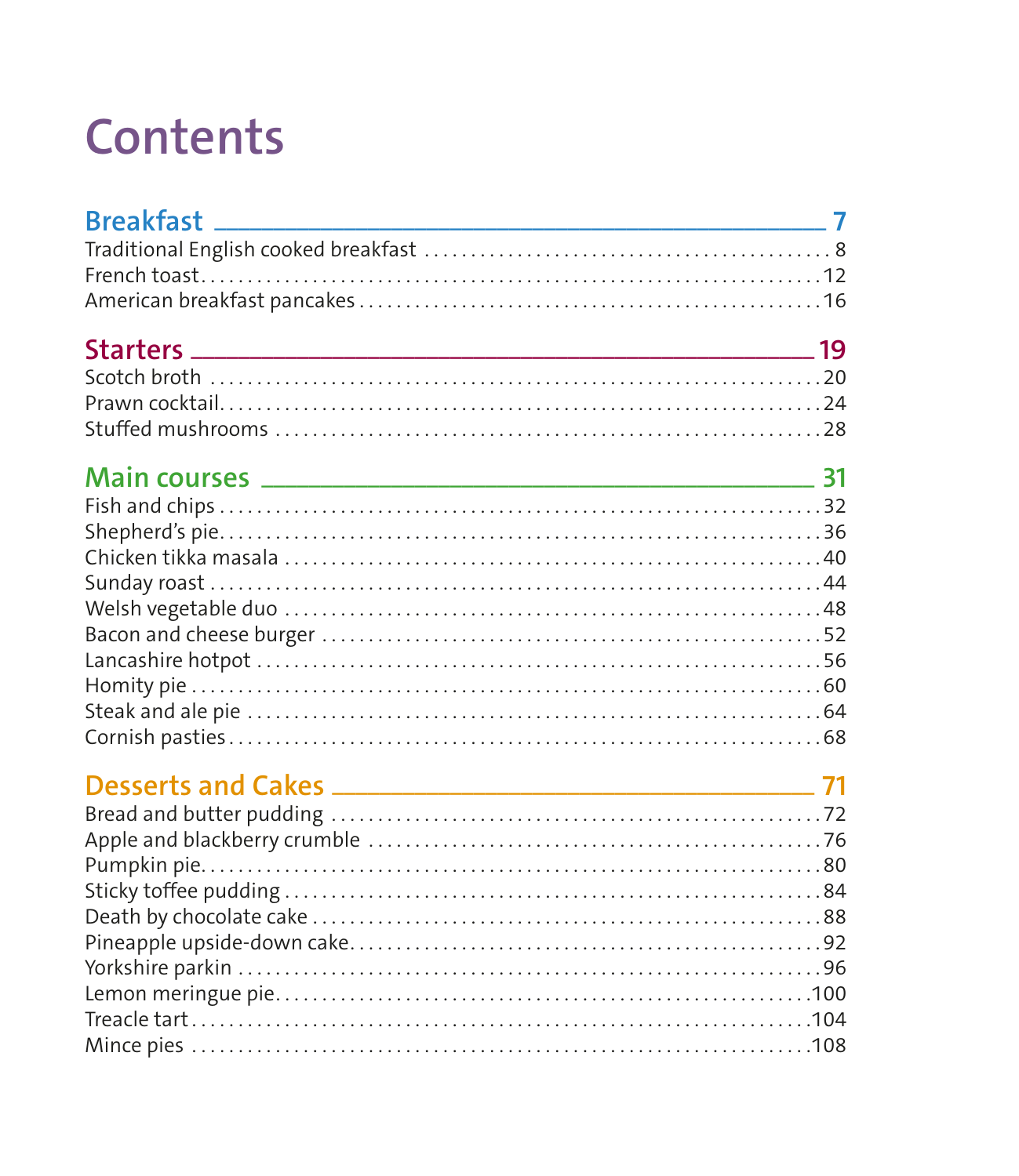# Contents

## Breakfast — 7

- Traditional English cooked breakfast .......... 8
- French toast .......... 12
- American breakfast pancakes .......... 16

## Starters — 19

- Scotch broth .......... 20
- Prawn cocktail .......... 24
- Stuffed mushrooms .......... 28

## Main courses — 31

- Fish and chips .......... 32
- Shepherd’s pie .......... 36
- Chicken tikka masala .......... 40
- Sunday roast .......... 44
- Welsh vegetable duo .......... 48
- Bacon and cheese burger .......... 52
- Lancashire hotpot .......... 56
- Homity pie .......... 60
- Steak and ale pie .......... 64
- Cornish pasties .......... 68

## Desserts and Cakes — 71

- Bread and butter pudding .......... 72
- Apple and blackberry crumble .......... 76
- Pumpkin pie .......... 80
- Sticky toffee pudding .......... 84
- Death by chocolate cake .......... 88
- Pineapple upside-down cake .......... 92
- Yorkshire parkin .......... 96
- Lemon meringue pie .......... 100
- Treacle tart .......... 104
- Mince pies .......... 108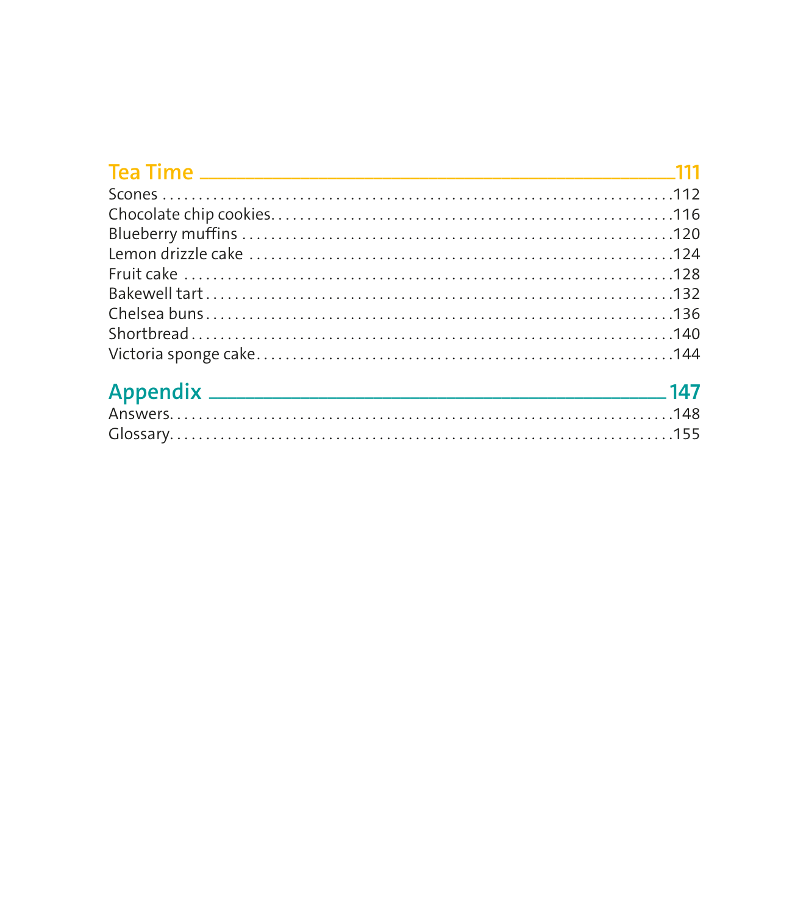## Tea Time — 111

- Scones . . . . . . 112
- Chocolate chip cookies . . . . . . 116
- Blueberry muffins . . . . . . 120
- Lemon drizzle cake . . . . . . 124
- Fruit cake . . . . . . 128
- Bakewell tart . . . . . . 132
- Chelsea buns . . . . . . 136
- Shortbread . . . . . . 140
- Victoria sponge cake . . . . . . 144

## Appendix — 147

- Answers . . . . . . 148
- Glossary . . . . . . 155